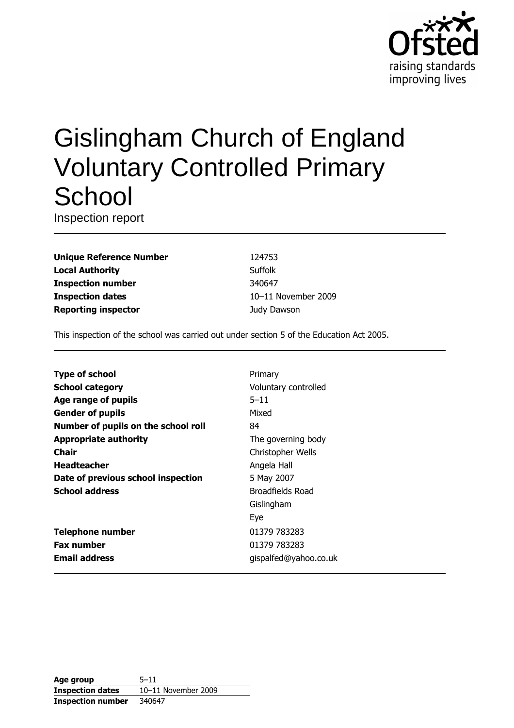# Gislingham Church of England Voluntary Controlled Primary School

Inspection report

| | |
|---|---|
| **Unique Reference Number** | 124753 |
| **Local Authority** | Suffolk |
| **Inspection number** | 340647 |
| **Inspection dates** | 10–11 November 2009 |
| **Reporting inspector** | Judy Dawson |

This inspection of the school was carried out under section 5 of the Education Act 2005.

| | |
|---|---|
| **Type of school** | Primary |
| **School category** | Voluntary controlled |
| **Age range of pupils** | 5–11 |
| **Gender of pupils** | Mixed |
| **Number of pupils on the school roll** | 84 |
| **Appropriate authority** | The governing body |
| **Chair** | Christopher Wells |
| **Headteacher** | Angela Hall |
| **Date of previous school inspection** | 5 May 2007 |
| **School address** | Broadfields Road<br>Gislingham<br>Eye |
| **Telephone number** | 01379 783283 |
| **Fax number** | 01379 783283 |
| **Email address** | gispalfed@yahoo.co.uk |

| | |
|---|---|
| **Age group** | 5–11 |
| **Inspection dates** | 10–11 November 2009 |
| **Inspection number** | 340647 |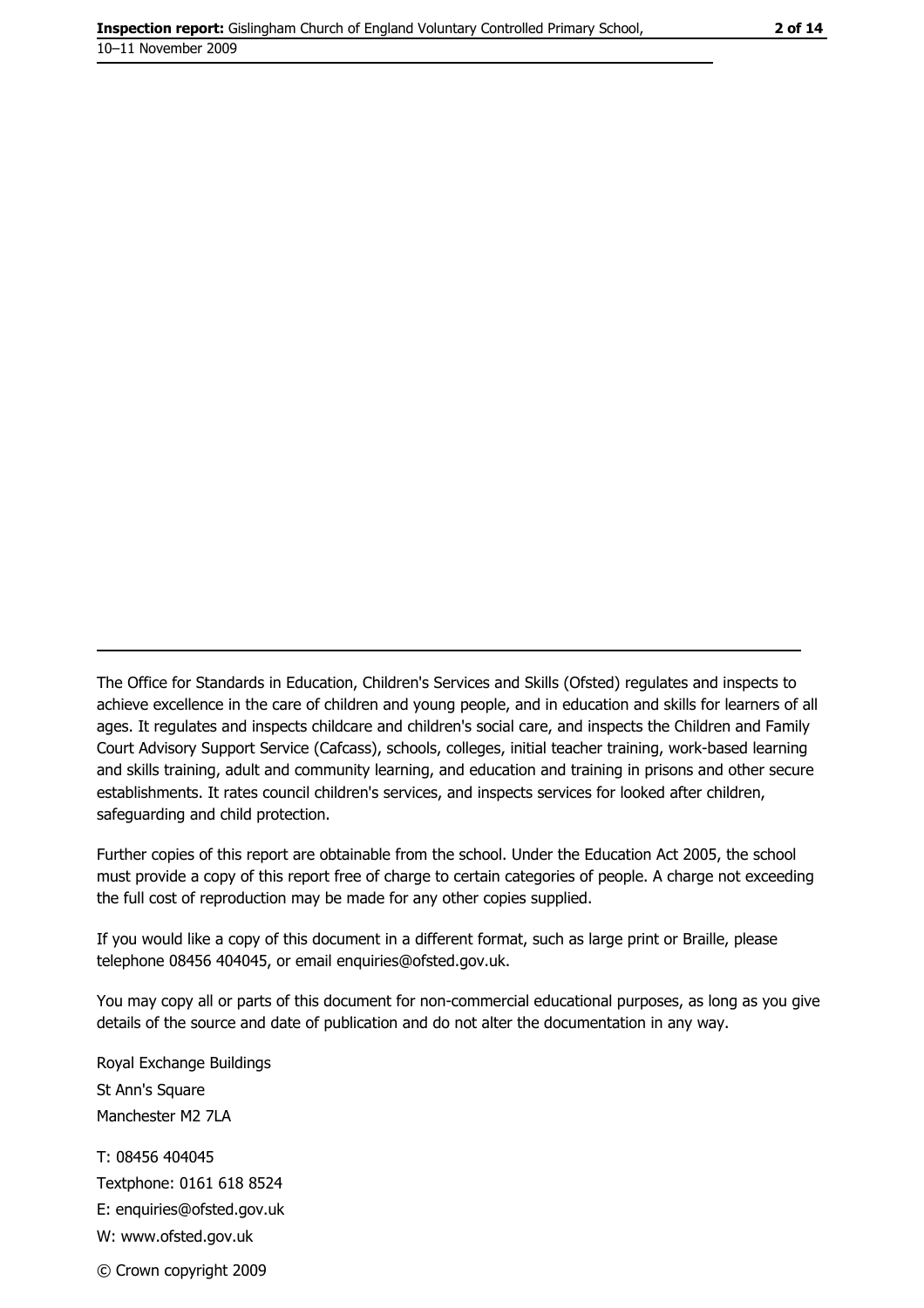The Office for Standards in Education, Children's Services and Skills (Ofsted) regulates and inspects to achieve excellence in the care of children and young people, and in education and skills for learners of all ages. It regulates and inspects childcare and children's social care, and inspects the Children and Family Court Advisory Support Service (Cafcass), schools, colleges, initial teacher training, work-based learning and skills training, adult and community learning, and education and training in prisons and other secure establishments. It rates council children's services, and inspects services for looked after children, safeguarding and child protection.

Further copies of this report are obtainable from the school. Under the Education Act 2005, the school must provide a copy of this report free of charge to certain categories of people. A charge not exceeding the full cost of reproduction may be made for any other copies supplied.

If you would like a copy of this document in a different format, such as large print or Braille, please telephone 08456 404045, or email enquiries@ofsted.gov.uk.

You may copy all or parts of this document for non-commercial educational purposes, as long as you give details of the source and date of publication and do not alter the documentation in any way.

Royal Exchange Buildings
St Ann's Square
Manchester M2 7LA

T: 08456 404045
Textphone: 0161 618 8524
E: enquiries@ofsted.gov.uk
W: www.ofsted.gov.uk

© Crown copyright 2009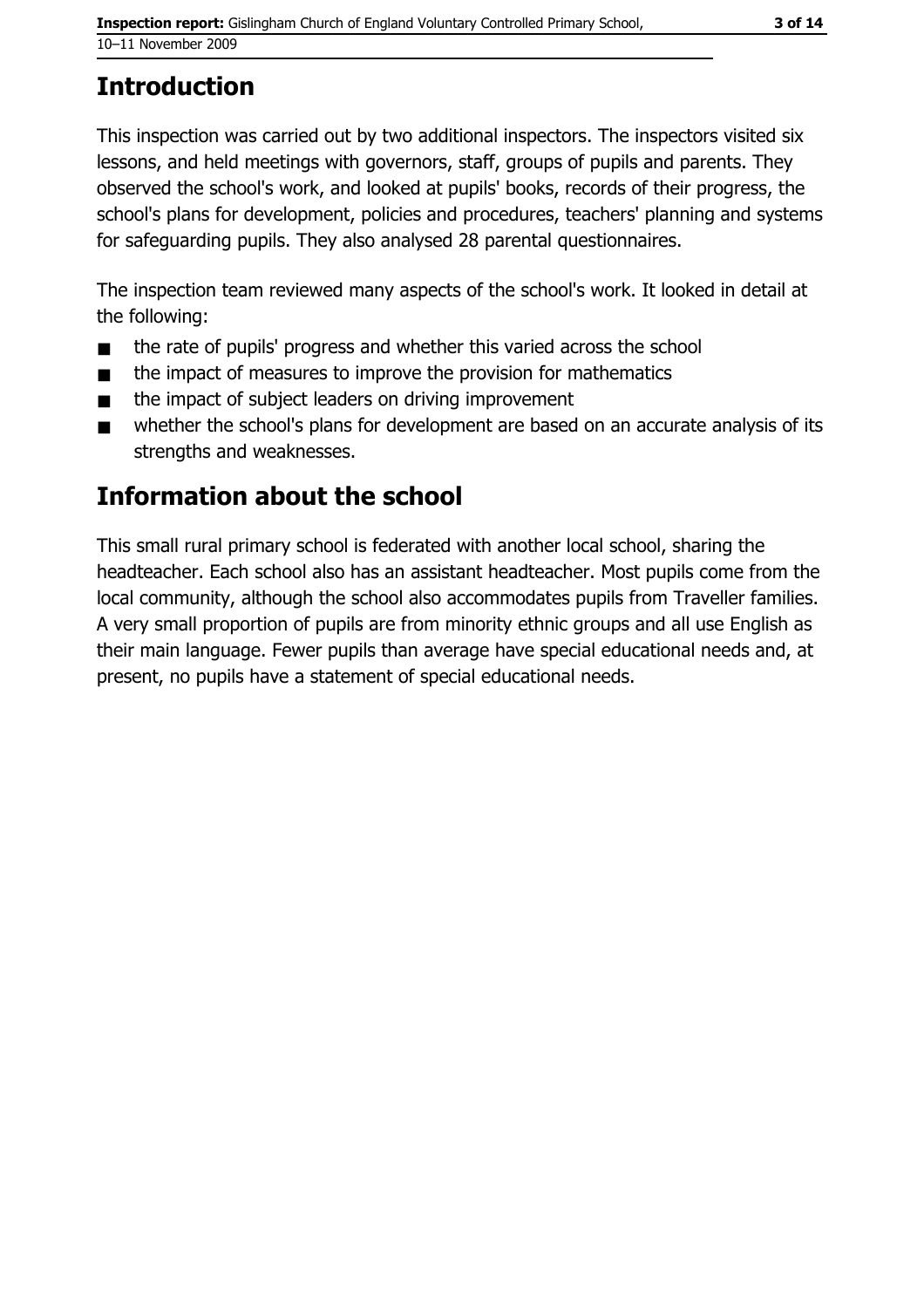# Introduction

This inspection was carried out by two additional inspectors. The inspectors visited six lessons, and held meetings with governors, staff, groups of pupils and parents. They observed the school's work, and looked at pupils' books, records of their progress, the school's plans for development, policies and procedures, teachers' planning and systems for safeguarding pupils. They also analysed 28 parental questionnaires.

The inspection team reviewed many aspects of the school's work. It looked in detail at the following:

- the rate of pupils' progress and whether this varied across the school
- the impact of measures to improve the provision for mathematics
- the impact of subject leaders on driving improvement
- whether the school's plans for development are based on an accurate analysis of its strengths and weaknesses.

# Information about the school

This small rural primary school is federated with another local school, sharing the headteacher. Each school also has an assistant headteacher. Most pupils come from the local community, although the school also accommodates pupils from Traveller families. A very small proportion of pupils are from minority ethnic groups and all use English as their main language. Fewer pupils than average have special educational needs and, at present, no pupils have a statement of special educational needs.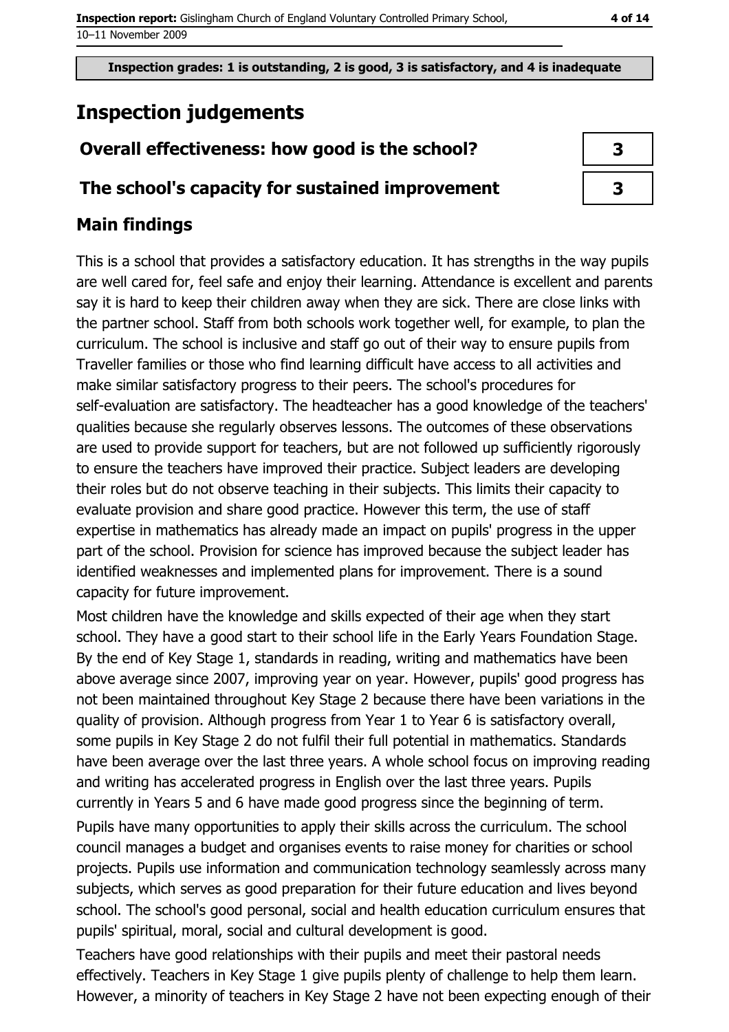Inspection grades: 1 is outstanding, 2 is good, 3 is satisfactory, and 4 is inadequate

# Inspection judgements

| Overall effectiveness: how good is the school? | 3 |
|---|---|
| The school's capacity for sustained improvement | 3 |

## Main findings

This is a school that provides a satisfactory education. It has strengths in the way pupils are well cared for, feel safe and enjoy their learning. Attendance is excellent and parents say it is hard to keep their children away when they are sick. There are close links with the partner school. Staff from both schools work together well, for example, to plan the curriculum. The school is inclusive and staff go out of their way to ensure pupils from Traveller families or those who find learning difficult have access to all activities and make similar satisfactory progress to their peers. The school's procedures for self-evaluation are satisfactory. The headteacher has a good knowledge of the teachers' qualities because she regularly observes lessons. The outcomes of these observations are used to provide support for teachers, but are not followed up sufficiently rigorously to ensure the teachers have improved their practice. Subject leaders are developing their roles but do not observe teaching in their subjects. This limits their capacity to evaluate provision and share good practice. However this term, the use of staff expertise in mathematics has already made an impact on pupils' progress in the upper part of the school. Provision for science has improved because the subject leader has identified weaknesses and implemented plans for improvement. There is a sound capacity for future improvement.

Most children have the knowledge and skills expected of their age when they start school. They have a good start to their school life in the Early Years Foundation Stage. By the end of Key Stage 1, standards in reading, writing and mathematics have been above average since 2007, improving year on year. However, pupils' good progress has not been maintained throughout Key Stage 2 because there have been variations in the quality of provision. Although progress from Year 1 to Year 6 is satisfactory overall, some pupils in Key Stage 2 do not fulfil their full potential in mathematics. Standards have been average over the last three years. A whole school focus on improving reading and writing has accelerated progress in English over the last three years. Pupils currently in Years 5 and 6 have made good progress since the beginning of term.

Pupils have many opportunities to apply their skills across the curriculum. The school council manages a budget and organises events to raise money for charities or school projects. Pupils use information and communication technology seamlessly across many subjects, which serves as good preparation for their future education and lives beyond school. The school's good personal, social and health education curriculum ensures that pupils' spiritual, moral, social and cultural development is good.

Teachers have good relationships with their pupils and meet their pastoral needs effectively. Teachers in Key Stage 1 give pupils plenty of challenge to help them learn. However, a minority of teachers in Key Stage 2 have not been expecting enough of their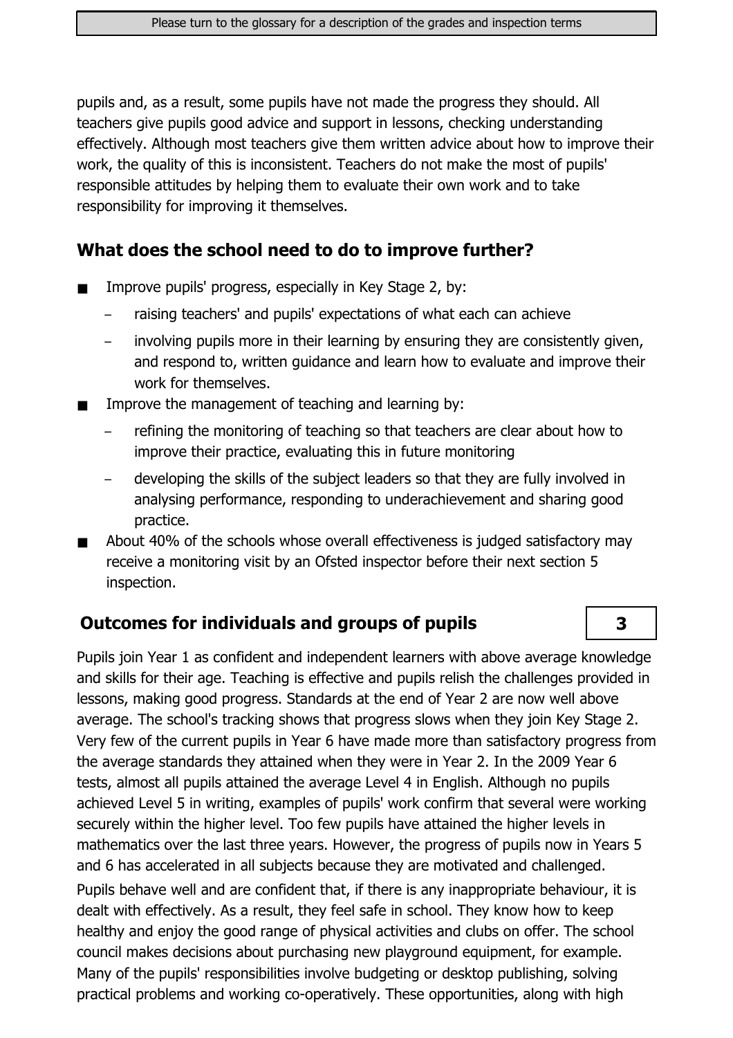pupils and, as a result, some pupils have not made the progress they should. All teachers give pupils good advice and support in lessons, checking understanding effectively. Although most teachers give them written advice about how to improve their work, the quality of this is inconsistent. Teachers do not make the most of pupils' responsible attitudes by helping them to evaluate their own work and to take responsibility for improving it themselves.

## What does the school need to do to improve further?

- Improve pupils' progress, especially in Key Stage 2, by:
  - raising teachers' and pupils' expectations of what each can achieve
  - involving pupils more in their learning by ensuring they are consistently given, and respond to, written guidance and learn how to evaluate and improve their work for themselves.
- Improve the management of teaching and learning by:
  - refining the monitoring of teaching so that teachers are clear about how to improve their practice, evaluating this in future monitoring
  - developing the skills of the subject leaders so that they are fully involved in analysing performance, responding to underachievement and sharing good practice.
- About 40% of the schools whose overall effectiveness is judged satisfactory may receive a monitoring visit by an Ofsted inspector before their next section 5 inspection.

## Outcomes for individuals and groups of pupils — 3

Pupils join Year 1 as confident and independent learners with above average knowledge and skills for their age. Teaching is effective and pupils relish the challenges provided in lessons, making good progress. Standards at the end of Year 2 are now well above average. The school's tracking shows that progress slows when they join Key Stage 2. Very few of the current pupils in Year 6 have made more than satisfactory progress from the average standards they attained when they were in Year 2. In the 2009 Year 6 tests, almost all pupils attained the average Level 4 in English. Although no pupils achieved Level 5 in writing, examples of pupils' work confirm that several were working securely within the higher level. Too few pupils have attained the higher levels in mathematics over the last three years. However, the progress of pupils now in Years 5 and 6 has accelerated in all subjects because they are motivated and challenged.

Pupils behave well and are confident that, if there is any inappropriate behaviour, it is dealt with effectively. As a result, they feel safe in school. They know how to keep healthy and enjoy the good range of physical activities and clubs on offer. The school council makes decisions about purchasing new playground equipment, for example. Many of the pupils' responsibilities involve budgeting or desktop publishing, solving practical problems and working co-operatively. These opportunities, along with high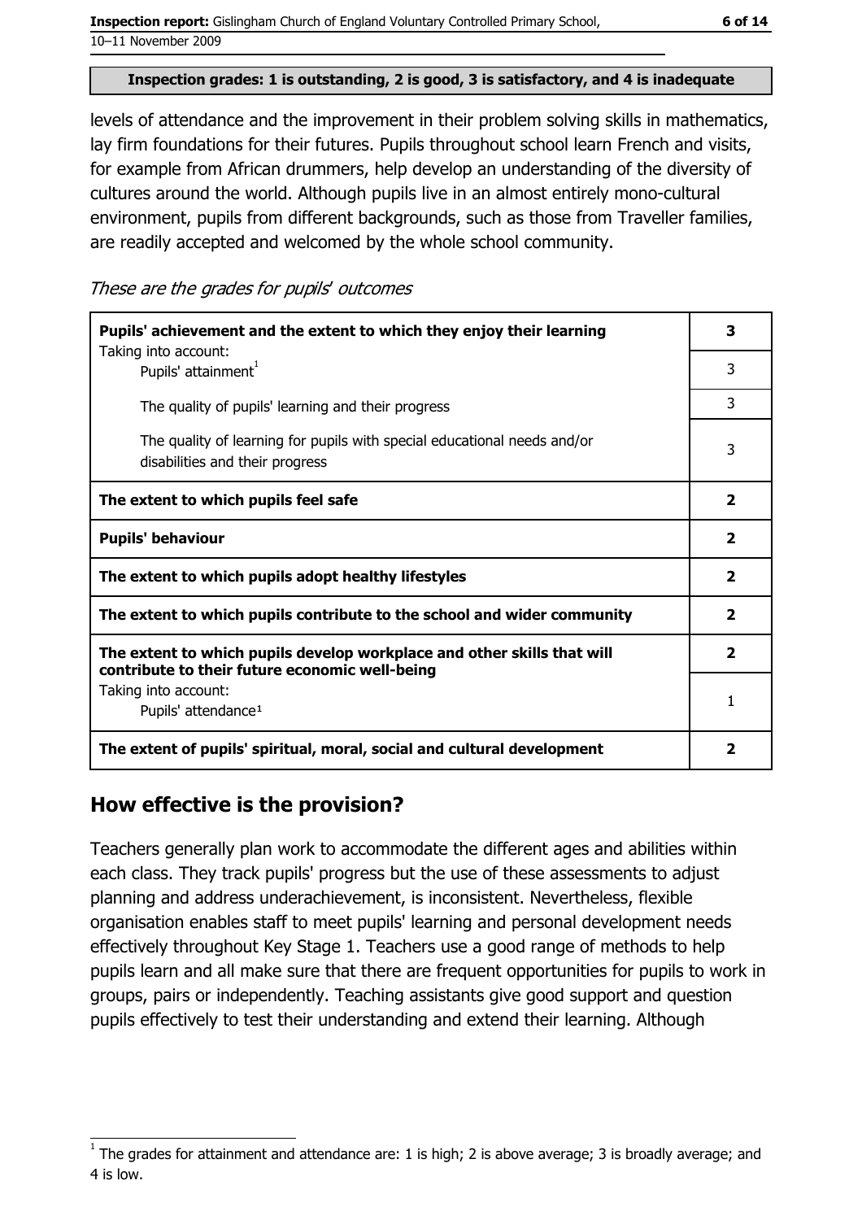Inspection grades: 1 is outstanding, 2 is good, 3 is satisfactory, and 4 is inadequate

levels of attendance and the improvement in their problem solving skills in mathematics, lay firm foundations for their futures. Pupils throughout school learn French and visits, for example from African drummers, help develop an understanding of the diversity of cultures around the world. Although pupils live in an almost entirely mono-cultural environment, pupils from different backgrounds, such as those from Traveller families, are readily accepted and welcomed by the whole school community.

*These are the grades for pupils' outcomes*

| | |
|---|---|
| **Pupils' achievement and the extent to which they enjoy their learning** | **3** |
| Taking into account: Pupils' attainment[1] | 3 |
| The quality of pupils' learning and their progress | 3 |
| The quality of learning for pupils with special educational needs and/or disabilities and their progress | 3 |
| **The extent to which pupils feel safe** | **2** |
| **Pupils' behaviour** | **2** |
| **The extent to which pupils adopt healthy lifestyles** | **2** |
| **The extent to which pupils contribute to the school and wider community** | **2** |
| **The extent to which pupils develop workplace and other skills that will contribute to their future economic well-being** | **2** |
| Taking into account: Pupils' attendance[1] | 1 |
| **The extent of pupils' spiritual, moral, social and cultural development** | **2** |

## How effective is the provision?

Teachers generally plan work to accommodate the different ages and abilities within each class. They track pupils' progress but the use of these assessments to adjust planning and address underachievement, is inconsistent. Nevertheless, flexible organisation enables staff to meet pupils' learning and personal development needs effectively throughout Key Stage 1. Teachers use a good range of methods to help pupils learn and all make sure that there are frequent opportunities for pupils to work in groups, pairs or independently. Teaching assistants give good support and question pupils effectively to test their understanding and extend their learning. Although

[1] The grades for attainment and attendance are: 1 is high; 2 is above average; 3 is broadly average; and 4 is low.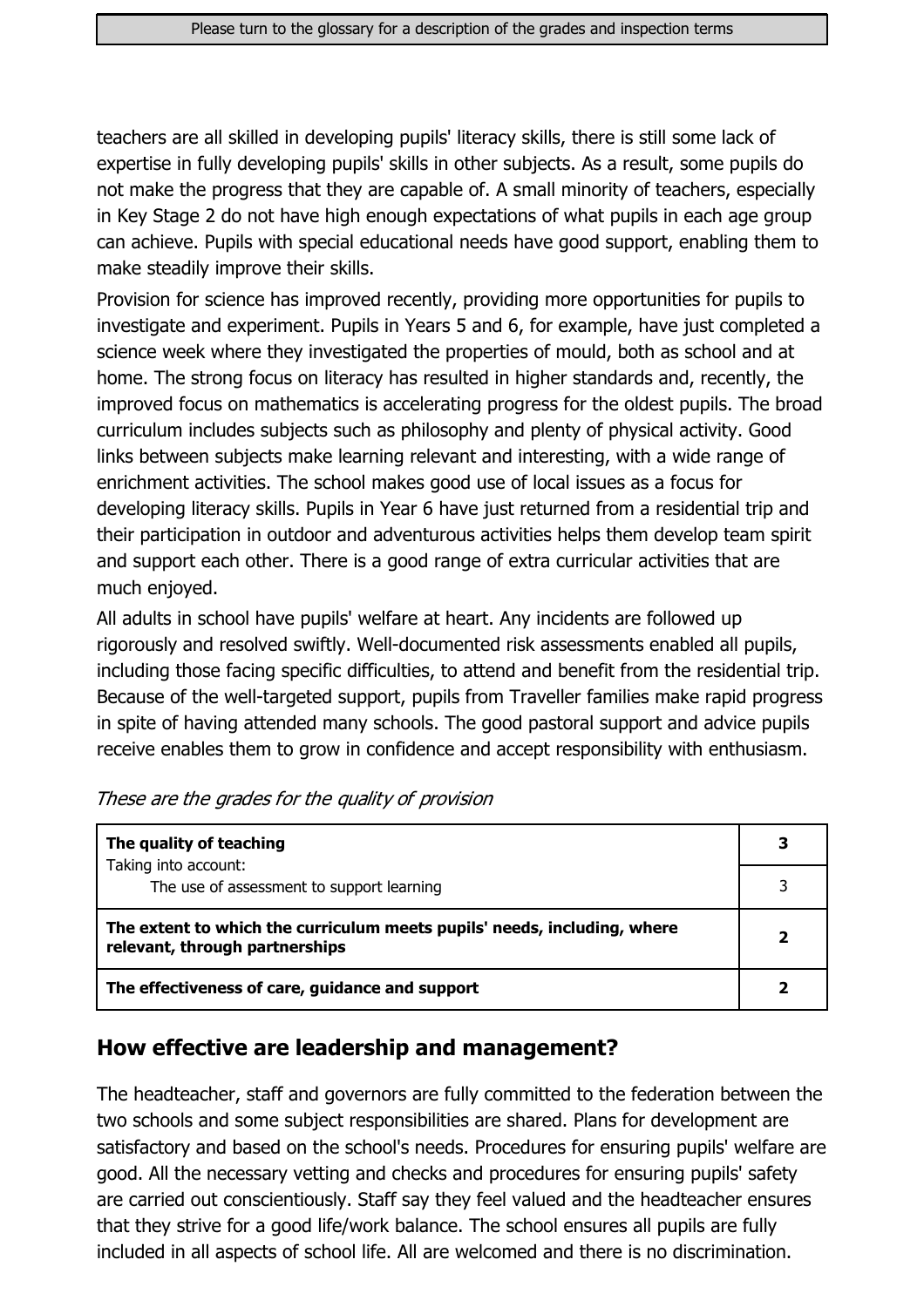teachers are all skilled in developing pupils' literacy skills, there is still some lack of expertise in fully developing pupils' skills in other subjects. As a result, some pupils do not make the progress that they are capable of. A small minority of teachers, especially in Key Stage 2 do not have high enough expectations of what pupils in each age group can achieve. Pupils with special educational needs have good support, enabling them to make steadily improve their skills.

Provision for science has improved recently, providing more opportunities for pupils to investigate and experiment. Pupils in Years 5 and 6, for example, have just completed a science week where they investigated the properties of mould, both as school and at home. The strong focus on literacy has resulted in higher standards and, recently, the improved focus on mathematics is accelerating progress for the oldest pupils. The broad curriculum includes subjects such as philosophy and plenty of physical activity. Good links between subjects make learning relevant and interesting, with a wide range of enrichment activities. The school makes good use of local issues as a focus for developing literacy skills. Pupils in Year 6 have just returned from a residential trip and their participation in outdoor and adventurous activities helps them develop team spirit and support each other. There is a good range of extra curricular activities that are much enjoyed.

All adults in school have pupils' welfare at heart. Any incidents are followed up rigorously and resolved swiftly. Well-documented risk assessments enabled all pupils, including those facing specific difficulties, to attend and benefit from the residential trip. Because of the well-targeted support, pupils from Traveller families make rapid progress in spite of having attended many schools. The good pastoral support and advice pupils receive enables them to grow in confidence and accept responsibility with enthusiasm.

*These are the grades for the quality of provision*

| | |
|---|---|
| **The quality of teaching** | **3** |
| Taking into account: The use of assessment to support learning | 3 |
| **The extent to which the curriculum meets pupils' needs, including, where relevant, through partnerships** | **2** |
| **The effectiveness of care, guidance and support** | **2** |

## How effective are leadership and management?

The headteacher, staff and governors are fully committed to the federation between the two schools and some subject responsibilities are shared. Plans for development are satisfactory and based on the school's needs. Procedures for ensuring pupils' welfare are good. All the necessary vetting and checks and procedures for ensuring pupils' safety are carried out conscientiously. Staff say they feel valued and the headteacher ensures that they strive for a good life/work balance. The school ensures all pupils are fully included in all aspects of school life. All are welcomed and there is no discrimination.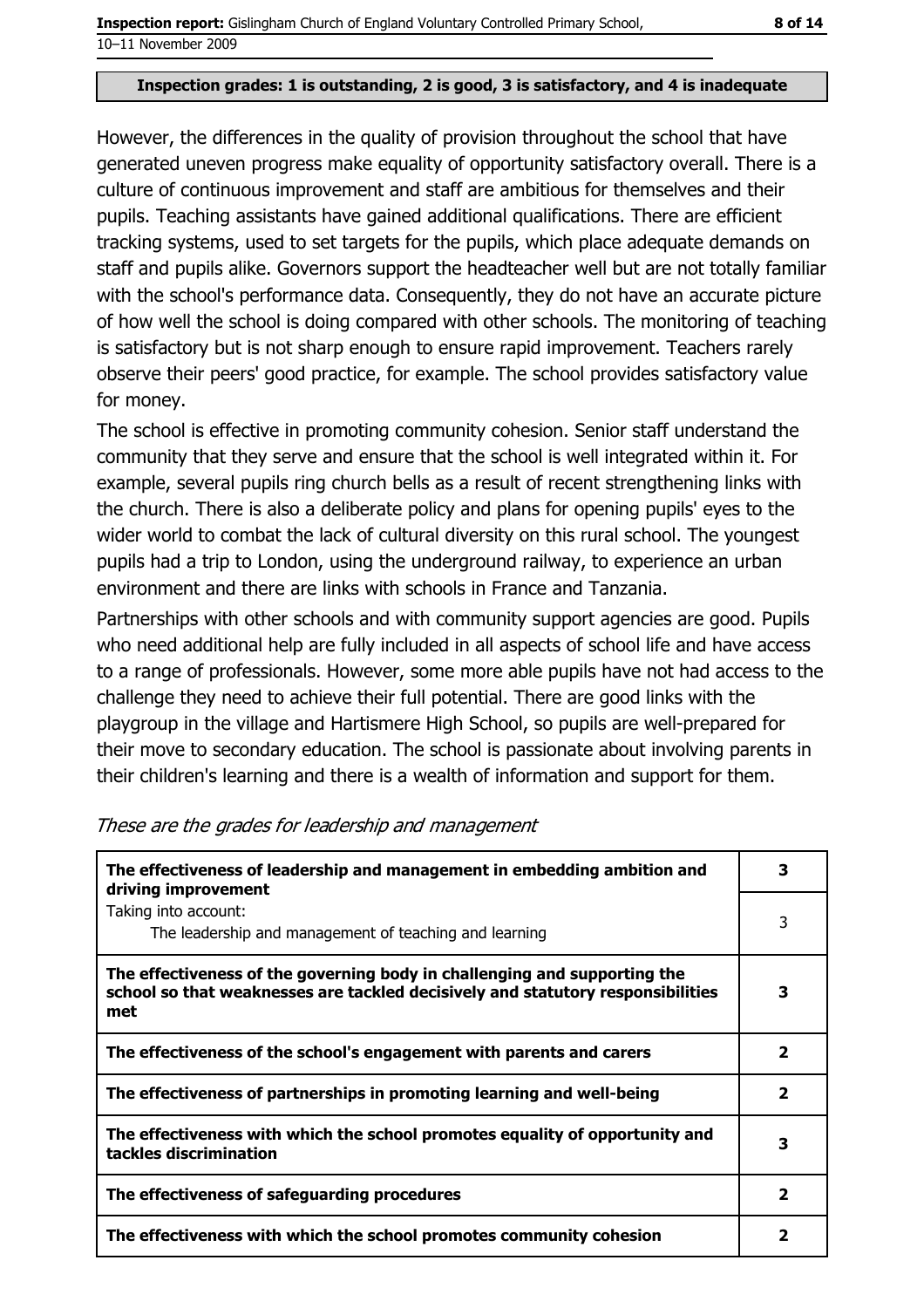**Inspection grades: 1 is outstanding, 2 is good, 3 is satisfactory, and 4 is inadequate**

However, the differences in the quality of provision throughout the school that have generated uneven progress make equality of opportunity satisfactory overall. There is a culture of continuous improvement and staff are ambitious for themselves and their pupils. Teaching assistants have gained additional qualifications. There are efficient tracking systems, used to set targets for the pupils, which place adequate demands on staff and pupils alike. Governors support the headteacher well but are not totally familiar with the school's performance data. Consequently, they do not have an accurate picture of how well the school is doing compared with other schools. The monitoring of teaching is satisfactory but is not sharp enough to ensure rapid improvement. Teachers rarely observe their peers' good practice, for example. The school provides satisfactory value for money.

The school is effective in promoting community cohesion. Senior staff understand the community that they serve and ensure that the school is well integrated within it. For example, several pupils ring church bells as a result of recent strengthening links with the church. There is also a deliberate policy and plans for opening pupils' eyes to the wider world to combat the lack of cultural diversity on this rural school. The youngest pupils had a trip to London, using the underground railway, to experience an urban environment and there are links with schools in France and Tanzania.

Partnerships with other schools and with community support agencies are good. Pupils who need additional help are fully included in all aspects of school life and have access to a range of professionals. However, some more able pupils have not had access to the challenge they need to achieve their full potential. There are good links with the playgroup in the village and Hartismere High School, so pupils are well-prepared for their move to secondary education. The school is passionate about involving parents in their children's learning and there is a wealth of information and support for them.

*These are the grades for leadership and management*

| | |
|---|---|
| **The effectiveness of leadership and management in embedding ambition and driving improvement** | **3** |
| Taking into account: The leadership and management of teaching and learning | 3 |
| **The effectiveness of the governing body in challenging and supporting the school so that weaknesses are tackled decisively and statutory responsibilities met** | **3** |
| **The effectiveness of the school's engagement with parents and carers** | **2** |
| **The effectiveness of partnerships in promoting learning and well-being** | **2** |
| **The effectiveness with which the school promotes equality of opportunity and tackles discrimination** | **3** |
| **The effectiveness of safeguarding procedures** | **2** |
| **The effectiveness with which the school promotes community cohesion** | **2** |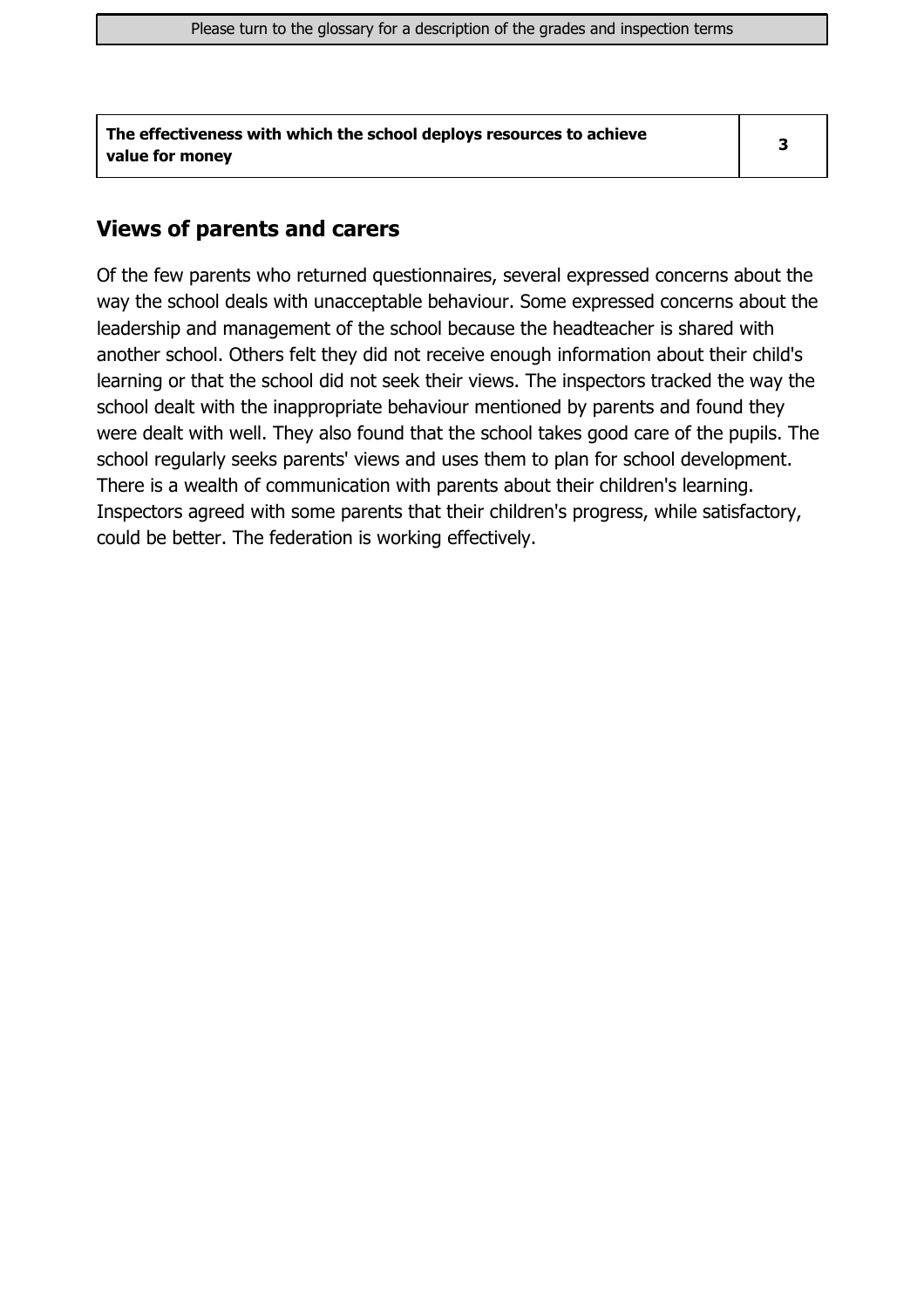| The effectiveness with which the school deploys resources to achieve value for money | 3 |
|---|---|

## Views of parents and carers

Of the few parents who returned questionnaires, several expressed concerns about the way the school deals with unacceptable behaviour. Some expressed concerns about the leadership and management of the school because the headteacher is shared with another school. Others felt they did not receive enough information about their child's learning or that the school did not seek their views. The inspectors tracked the way the school dealt with the inappropriate behaviour mentioned by parents and found they were dealt with well. They also found that the school takes good care of the pupils. The school regularly seeks parents' views and uses them to plan for school development. There is a wealth of communication with parents about their children's learning. Inspectors agreed with some parents that their children's progress, while satisfactory, could be better. The federation is working effectively.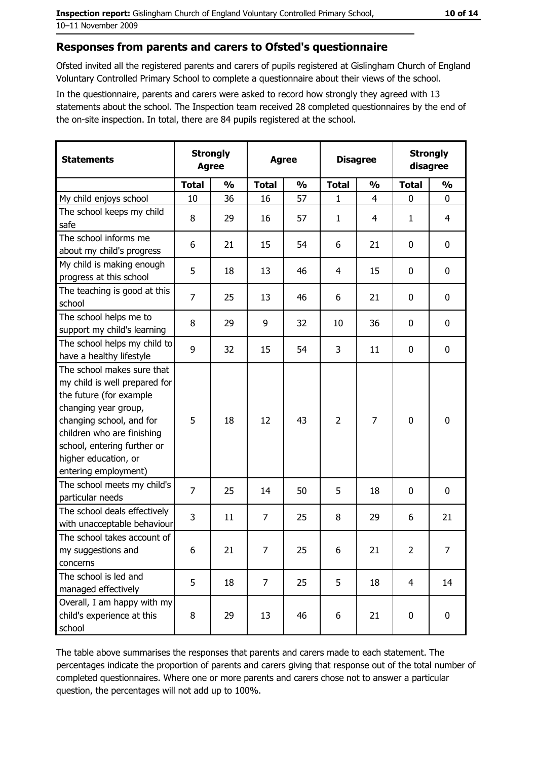## Responses from parents and carers to Ofsted's questionnaire

Ofsted invited all the registered parents and carers of pupils registered at Gislingham Church of England Voluntary Controlled Primary School to complete a questionnaire about their views of the school.

In the questionnaire, parents and carers were asked to record how strongly they agreed with 13 statements about the school. The Inspection team received 28 completed questionnaires by the end of the on-site inspection. In total, there are 84 pupils registered at the school.

| Statements | Strongly Agree | | Agree | | Disagree | | Strongly disagree | |
|---|---|---|---|---|---|---|---|---|
| | Total | % | Total | % | Total | % | Total | % |
| My child enjoys school | 10 | 36 | 16 | 57 | 1 | 4 | 0 | 0 |
| The school keeps my child safe | 8 | 29 | 16 | 57 | 1 | 4 | 1 | 4 |
| The school informs me about my child's progress | 6 | 21 | 15 | 54 | 6 | 21 | 0 | 0 |
| My child is making enough progress at this school | 5 | 18 | 13 | 46 | 4 | 15 | 0 | 0 |
| The teaching is good at this school | 7 | 25 | 13 | 46 | 6 | 21 | 0 | 0 |
| The school helps me to support my child's learning | 8 | 29 | 9 | 32 | 10 | 36 | 0 | 0 |
| The school helps my child to have a healthy lifestyle | 9 | 32 | 15 | 54 | 3 | 11 | 0 | 0 |
| The school makes sure that my child is well prepared for the future (for example changing year group, changing school, and for children who are finishing school, entering further or higher education, or entering employment) | 5 | 18 | 12 | 43 | 2 | 7 | 0 | 0 |
| The school meets my child's particular needs | 7 | 25 | 14 | 50 | 5 | 18 | 0 | 0 |
| The school deals effectively with unacceptable behaviour | 3 | 11 | 7 | 25 | 8 | 29 | 6 | 21 |
| The school takes account of my suggestions and concerns | 6 | 21 | 7 | 25 | 6 | 21 | 2 | 7 |
| The school is led and managed effectively | 5 | 18 | 7 | 25 | 5 | 18 | 4 | 14 |
| Overall, I am happy with my child's experience at this school | 8 | 29 | 13 | 46 | 6 | 21 | 0 | 0 |

The table above summarises the responses that parents and carers made to each statement. The percentages indicate the proportion of parents and carers giving that response out of the total number of completed questionnaires. Where one or more parents and carers chose not to answer a particular question, the percentages will not add up to 100%.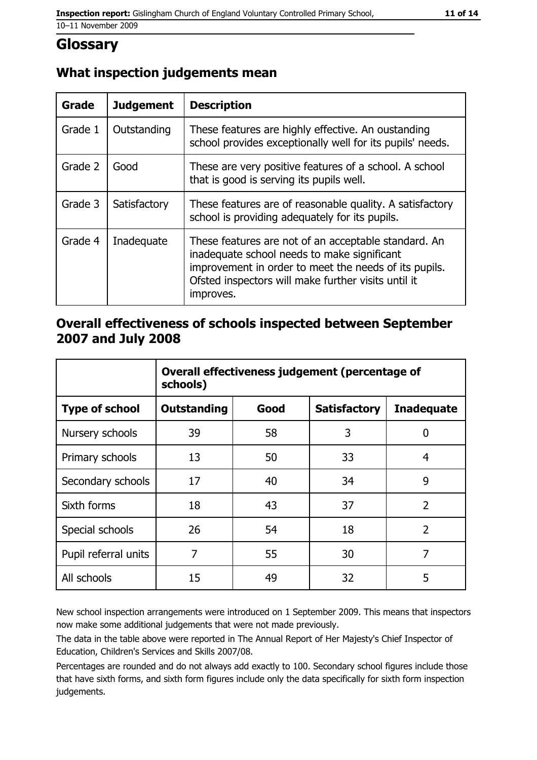# Glossary

## What inspection judgements mean

| Grade | Judgement | Description |
| --- | --- | --- |
| Grade 1 | Outstanding | These features are highly effective. An oustanding school provides exceptionally well for its pupils' needs. |
| Grade 2 | Good | These are very positive features of a school. A school that is good is serving its pupils well. |
| Grade 3 | Satisfactory | These features are of reasonable quality. A satisfactory school is providing adequately for its pupils. |
| Grade 4 | Inadequate | These features are not of an acceptable standard. An inadequate school needs to make significant improvement in order to meet the needs of its pupils. Ofsted inspectors will make further visits until it improves. |

## Overall effectiveness of schools inspected between September 2007 and July 2008

| | Overall effectiveness judgement (percentage of schools) | | | |
| --- | --- | --- | --- | --- |
| **Type of school** | **Outstanding** | **Good** | **Satisfactory** | **Inadequate** |
| Nursery schools | 39 | 58 | 3 | 0 |
| Primary schools | 13 | 50 | 33 | 4 |
| Secondary schools | 17 | 40 | 34 | 9 |
| Sixth forms | 18 | 43 | 37 | 2 |
| Special schools | 26 | 54 | 18 | 2 |
| Pupil referral units | 7 | 55 | 30 | 7 |
| All schools | 15 | 49 | 32 | 5 |

New school inspection arrangements were introduced on 1 September 2009. This means that inspectors now make some additional judgements that were not made previously.

The data in the table above were reported in The Annual Report of Her Majesty's Chief Inspector of Education, Children's Services and Skills 2007/08.

Percentages are rounded and do not always add exactly to 100. Secondary school figures include those that have sixth forms, and sixth form figures include only the data specifically for sixth form inspection judgements.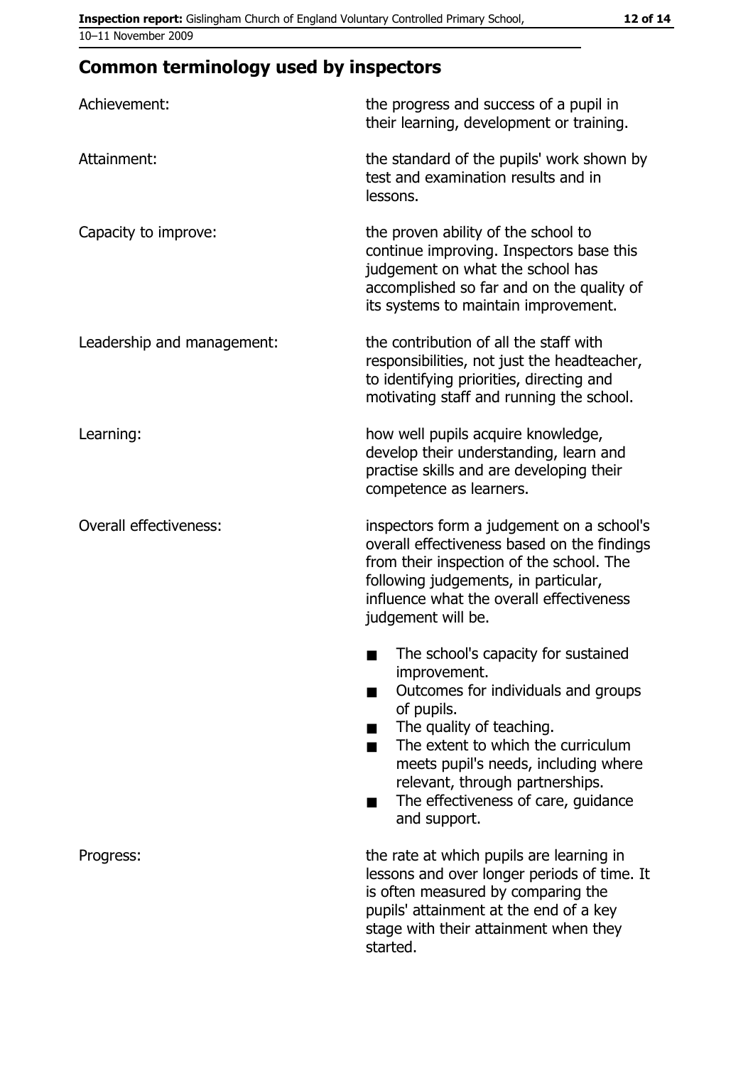## Common terminology used by inspectors

| | |
|---|---|
| Achievement: | the progress and success of a pupil in their learning, development or training. |
| Attainment: | the standard of the pupils' work shown by test and examination results and in lessons. |
| Capacity to improve: | the proven ability of the school to continue improving. Inspectors base this judgement on what the school has accomplished so far and on the quality of its systems to maintain improvement. |
| Leadership and management: | the contribution of all the staff with responsibilities, not just the headteacher, to identifying priorities, directing and motivating staff and running the school. |
| Learning: | how well pupils acquire knowledge, develop their understanding, learn and practise skills and are developing their competence as learners. |
| Overall effectiveness: | inspectors form a judgement on a school's overall effectiveness based on the findings from their inspection of the school. The following judgements, in particular, influence what the overall effectiveness judgement will be.<br>■ The school's capacity for sustained improvement.<br>■ Outcomes for individuals and groups of pupils.<br>■ The quality of teaching.<br>■ The extent to which the curriculum meets pupil's needs, including where relevant, through partnerships.<br>■ The effectiveness of care, guidance and support. |
| Progress: | the rate at which pupils are learning in lessons and over longer periods of time. It is often measured by comparing the pupils' attainment at the end of a key stage with their attainment when they started. |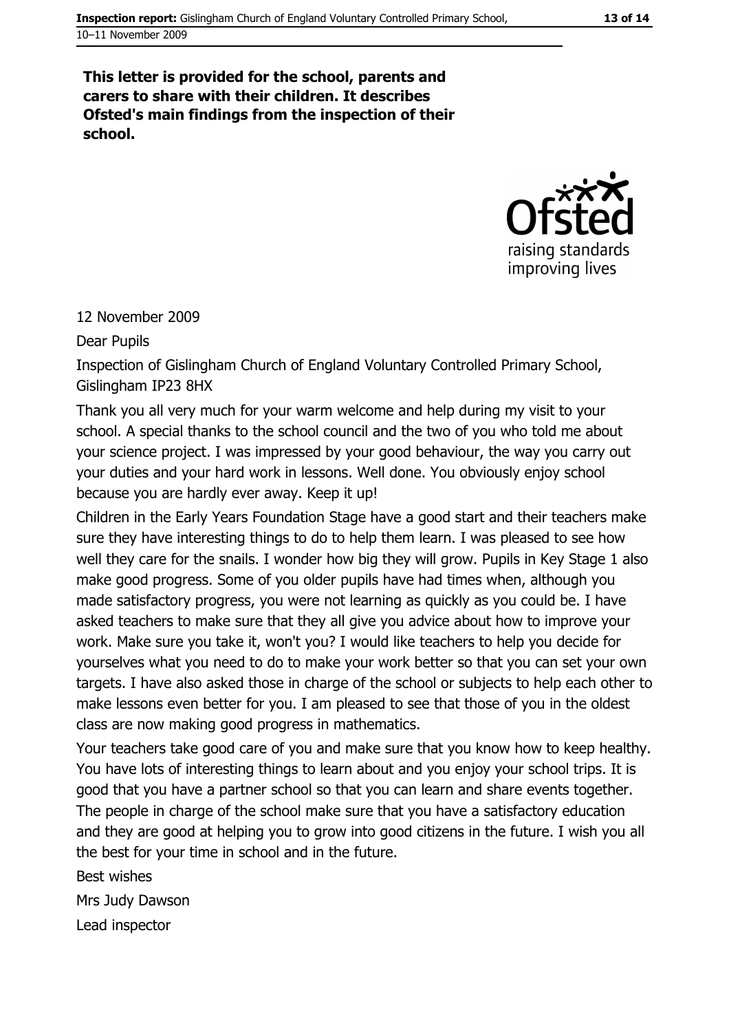**This letter is provided for the school, parents and carers to share with their children. It describes Ofsted's main findings from the inspection of their school.**

12 November 2009

Dear Pupils

Inspection of Gislingham Church of England Voluntary Controlled Primary School, Gislingham IP23 8HX

Thank you all very much for your warm welcome and help during my visit to your school. A special thanks to the school council and the two of you who told me about your science project. I was impressed by your good behaviour, the way you carry out your duties and your hard work in lessons. Well done. You obviously enjoy school because you are hardly ever away. Keep it up!

Children in the Early Years Foundation Stage have a good start and their teachers make sure they have interesting things to do to help them learn. I was pleased to see how well they care for the snails. I wonder how big they will grow. Pupils in Key Stage 1 also make good progress. Some of you older pupils have had times when, although you made satisfactory progress, you were not learning as quickly as you could be. I have asked teachers to make sure that they all give you advice about how to improve your work. Make sure you take it, won't you? I would like teachers to help you decide for yourselves what you need to do to make your work better so that you can set your own targets. I have also asked those in charge of the school or subjects to help each other to make lessons even better for you. I am pleased to see that those of you in the oldest class are now making good progress in mathematics.

Your teachers take good care of you and make sure that you know how to keep healthy. You have lots of interesting things to learn about and you enjoy your school trips. It is good that you have a partner school so that you can learn and share events together. The people in charge of the school make sure that you have a satisfactory education and they are good at helping you to grow into good citizens in the future. I wish you all the best for your time in school and in the future.

Best wishes

Mrs Judy Dawson

Lead inspector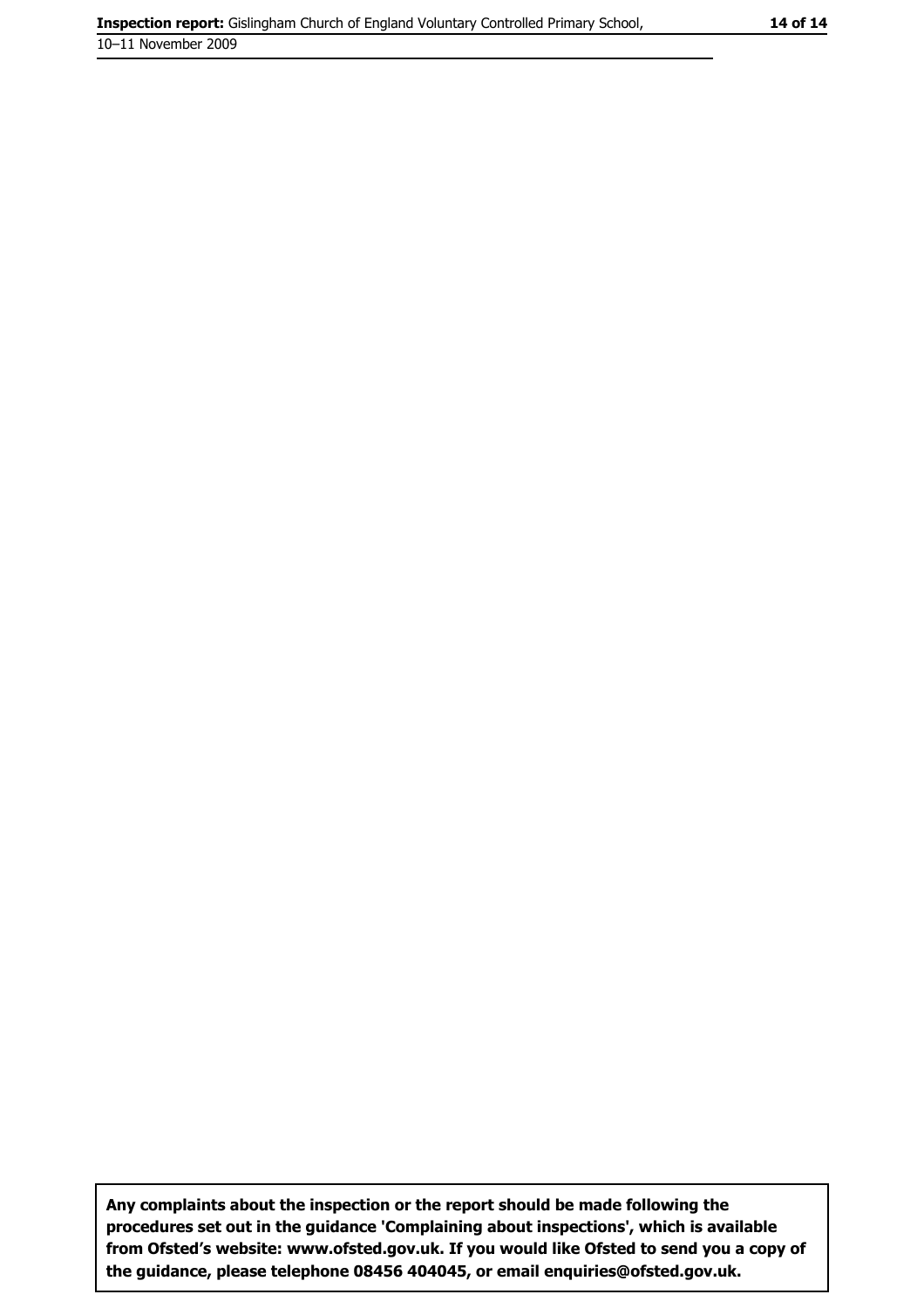**Any complaints about the inspection or the report should be made following the procedures set out in the guidance 'Complaining about inspections', which is available from Ofsted's website: www.ofsted.gov.uk. If you would like Ofsted to send you a copy of the guidance, please telephone 08456 404045, or email enquiries@ofsted.gov.uk.**